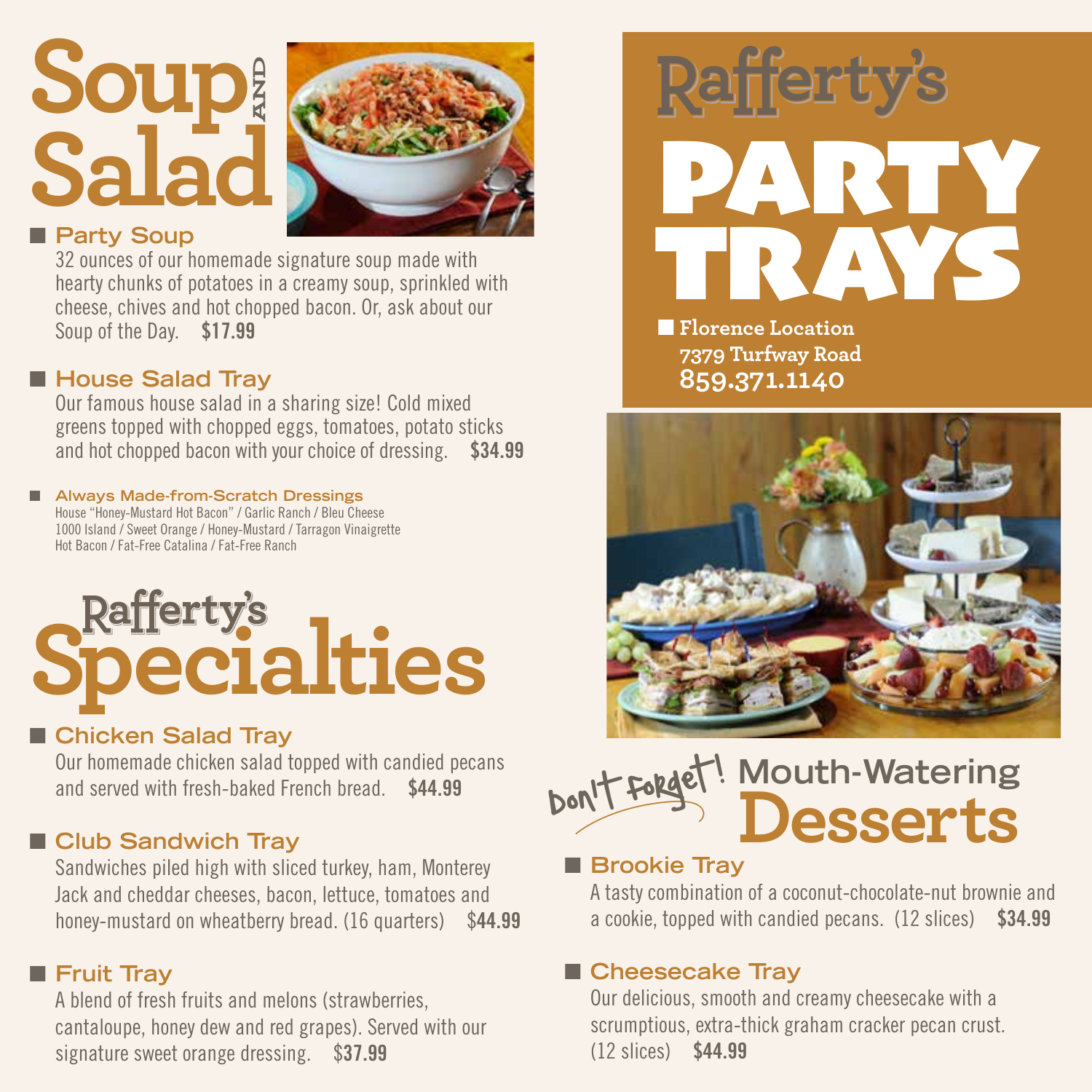# Soup AND Salad

## Party Soup

32 ounces of our homemade signature soup made with hearty chunks of potatoes in a creamy soup, sprinkled with cheese, chives and hot chopped bacon. Or, ask about our Soup of the Day. **$17.99**

## House Salad Tray

Our famous house salad in a sharing size! Cold mixed greens topped with chopped eggs, tomatoes, potato sticks and hot chopped bacon with your choice of dressing. **$34.99**

### Always Made-from-Scratch Dressings

House "Honey-Mustard Hot Bacon" / Garlic Ranch / Bleu Cheese
1000 Island / Sweet Orange / Honey-Mustard / Tarragon Vinaigrette
Hot Bacon / Fat-Free Catalina / Fat-Free Ranch

# Rafferty's Specialties

## Chicken Salad Tray

Our homemade chicken salad topped with candied pecans and served with fresh-baked French bread. **$44.99**

## Club Sandwich Tray

Sandwiches piled high with sliced turkey, ham, Monterey Jack and cheddar cheeses, bacon, lettuce, tomatoes and honey-mustard on wheatberry bread. (16 quarters) **$44.99**

## Fruit Tray

A blend of fresh fruits and melons (strawberries, cantaloupe, honey dew and red grapes). Served with our signature sweet orange dressing. **$37.99**

# Rafferty's PARTY TRAYS

**Florence Location**
**7379 Turfway Road**
**859.371.1140**

# Don't Forget! Mouth-Watering Desserts

## Brookie Tray

A tasty combination of a coconut-chocolate-nut brownie and a cookie, topped with candied pecans. (12 slices) **$34.99**

## Cheesecake Tray

Our delicious, smooth and creamy cheesecake with a scrumptious, extra-thick graham cracker pecan crust. (12 slices) **$44.99**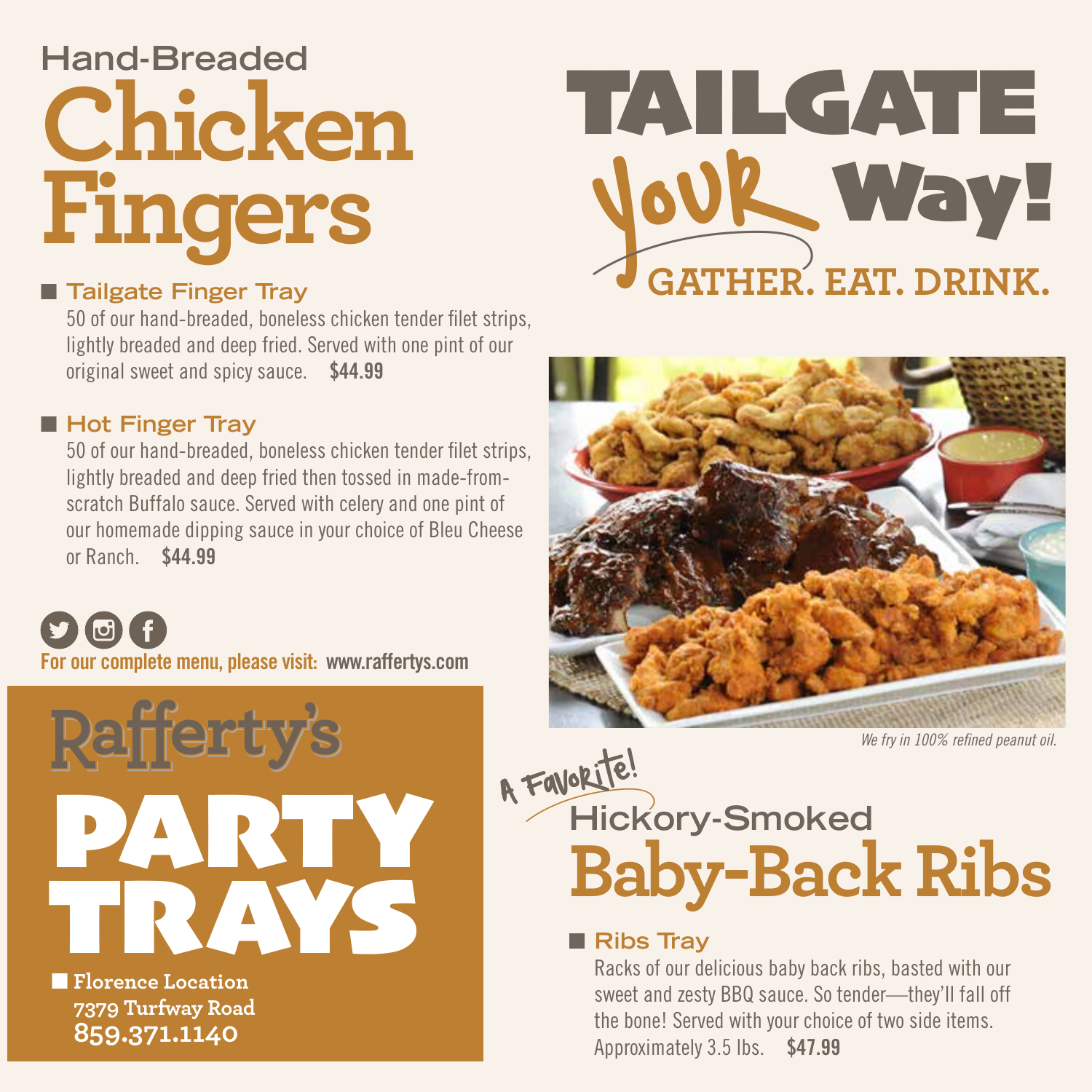## Hand-Breaded
# Chicken Fingers

- **Tailgate Finger Tray**
  50 of our hand-breaded, boneless chicken tender filet strips, lightly breaded and deep fried. Served with one pint of our original sweet and spicy sauce. **$44.99**

- **Hot Finger Tray**
  50 of our hand-breaded, boneless chicken tender filet strips, lightly breaded and deep fried then tossed in made-from-scratch Buffalo sauce. Served with celery and one pint of our homemade dipping sauce in your choice of Bleu Cheese or Ranch. **$44.99**

For our complete menu, please visit: **www.raffertys.com**

# Rafferty's
# PARTY TRAYS

- **Florence Location**
  **7379 Turfway Road**
  **859.371.1140**

# TAILGATE Your Way!

## GATHER. EAT. DRINK.

*We fry in 100% refined peanut oil.*

A Favorite!

## Hickory-Smoked
# Baby-Back Ribs

- **Ribs Tray**
  Racks of our delicious baby back ribs, basted with our sweet and zesty BBQ sauce. So tender—they'll fall off the bone! Served with your choice of two side items. Approximately 3.5 lbs. **$47.99**